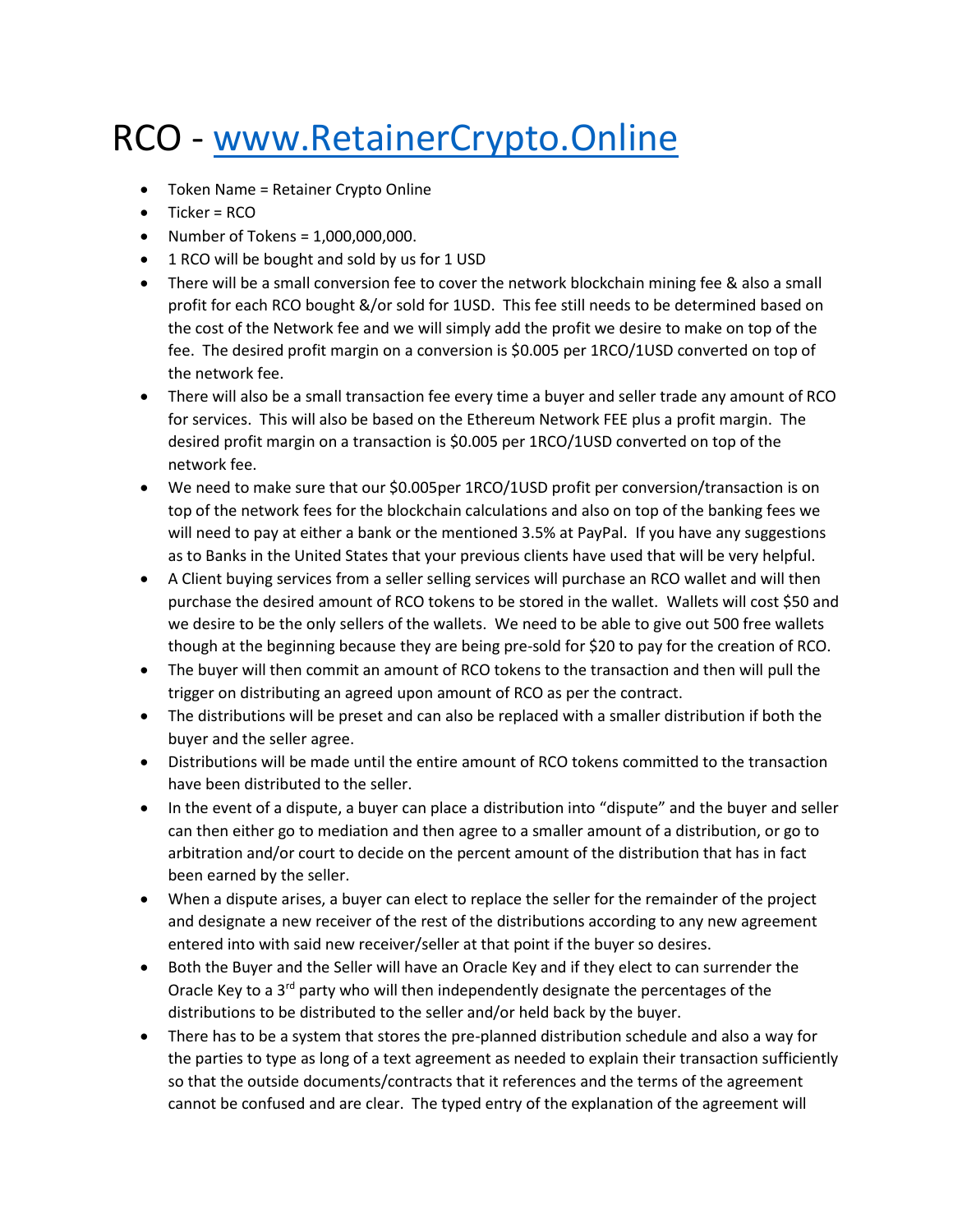# RCO - [www.RetainerCrypto.Online](http://www.RetainerCrypto.Online)

- Token Name = Retainer Crypto Online
- Ticker = RCO
- Number of Tokens = 1,000,000,000.
- 1 RCO will be bought and sold by us for 1 USD
- There will be a small conversion fee to cover the network blockchain mining fee & also a small profit for each RCO bought &/or sold for 1USD. This fee still needs to be determined based on the cost of the Network fee and we will simply add the profit we desire to make on top of the fee. The desired profit margin on a conversion is $0.005 per 1RCO/1USD converted on top of the network fee.
- There will also be a small transaction fee every time a buyer and seller trade any amount of RCO for services. This will also be based on the Ethereum Network FEE plus a profit margin. The desired profit margin on a transaction is $0.005 per 1RCO/1USD converted on top of the network fee.
- We need to make sure that our $0.005per 1RCO/1USD profit per conversion/transaction is on top of the network fees for the blockchain calculations and also on top of the banking fees we will need to pay at either a bank or the mentioned 3.5% at PayPal. If you have any suggestions as to Banks in the United States that your previous clients have used that will be very helpful.
- A Client buying services from a seller selling services will purchase an RCO wallet and will then purchase the desired amount of RCO tokens to be stored in the wallet. Wallets will cost $50 and we desire to be the only sellers of the wallets. We need to be able to give out 500 free wallets though at the beginning because they are being pre-sold for $20 to pay for the creation of RCO.
- The buyer will then commit an amount of RCO tokens to the transaction and then will pull the trigger on distributing an agreed upon amount of RCO as per the contract.
- The distributions will be preset and can also be replaced with a smaller distribution if both the buyer and the seller agree.
- Distributions will be made until the entire amount of RCO tokens committed to the transaction have been distributed to the seller.
- In the event of a dispute, a buyer can place a distribution into "dispute" and the buyer and seller can then either go to mediation and then agree to a smaller amount of a distribution, or go to arbitration and/or court to decide on the percent amount of the distribution that has in fact been earned by the seller.
- When a dispute arises, a buyer can elect to replace the seller for the remainder of the project and designate a new receiver of the rest of the distributions according to any new agreement entered into with said new receiver/seller at that point if the buyer so desires.
- Both the Buyer and the Seller will have an Oracle Key and if they elect to can surrender the Oracle Key to a 3rd party who will then independently designate the percentages of the distributions to be distributed to the seller and/or held back by the buyer.
- There has to be a system that stores the pre-planned distribution schedule and also a way for the parties to type as long of a text agreement as needed to explain their transaction sufficiently so that the outside documents/contracts that it references and the terms of the agreement cannot be confused and are clear. The typed entry of the explanation of the agreement will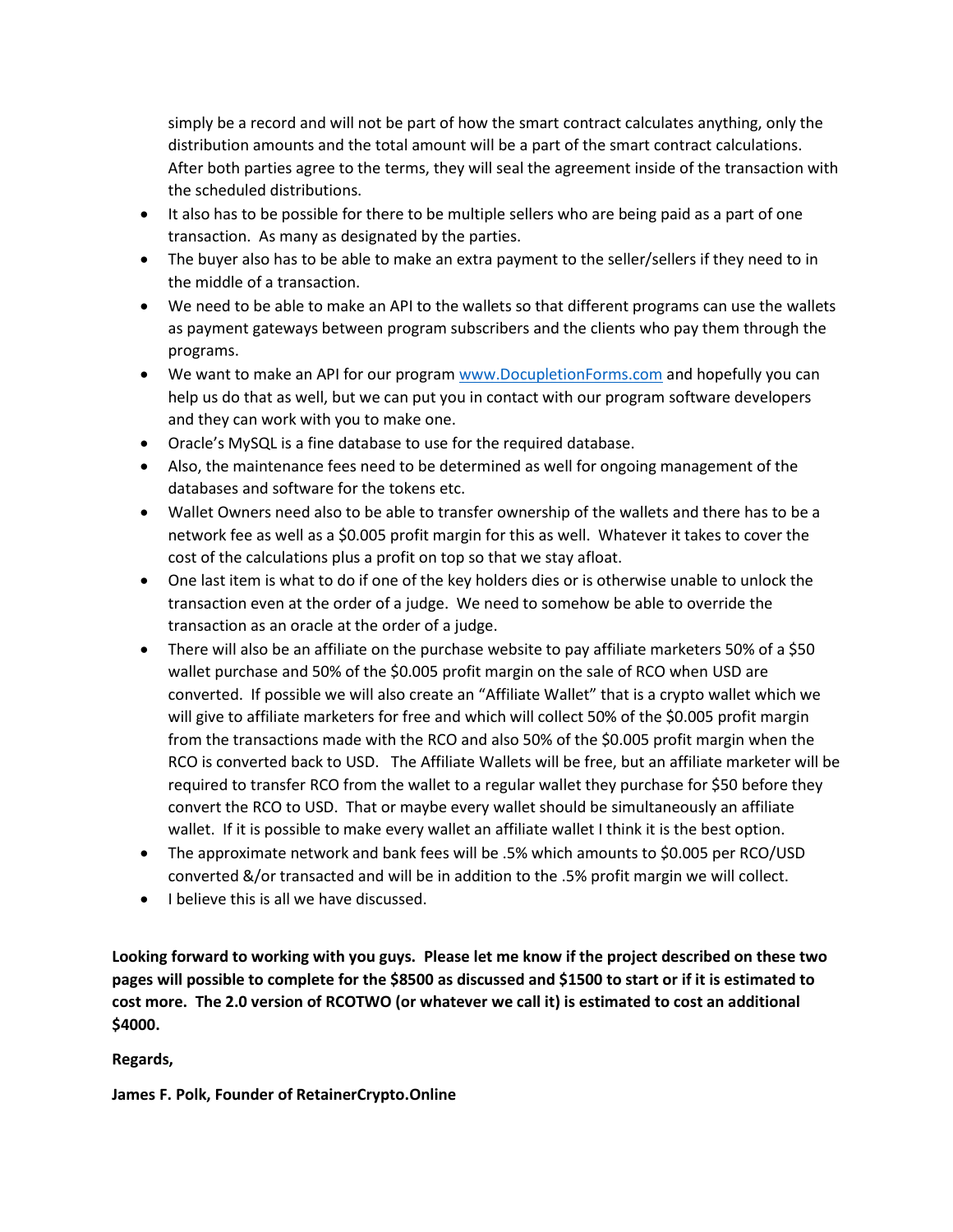simply be a record and will not be part of how the smart contract calculates anything, only the distribution amounts and the total amount will be a part of the smart contract calculations. After both parties agree to the terms, they will seal the agreement inside of the transaction with the scheduled distributions.

- It also has to be possible for there to be multiple sellers who are being paid as a part of one transaction. As many as designated by the parties.
- The buyer also has to be able to make an extra payment to the seller/sellers if they need to in the middle of a transaction.
- We need to be able to make an API to the wallets so that different programs can use the wallets as payment gateways between program subscribers and the clients who pay them through the programs.
- We want to make an API for our program [www.DocupletionForms.com](http://www.DocupletionForms.com) and hopefully you can help us do that as well, but we can put you in contact with our program software developers and they can work with you to make one.
- Oracle's MySQL is a fine database to use for the required database.
- Also, the maintenance fees need to be determined as well for ongoing management of the databases and software for the tokens etc.
- Wallet Owners need also to be able to transfer ownership of the wallets and there has to be a network fee as well as a $0.005 profit margin for this as well. Whatever it takes to cover the cost of the calculations plus a profit on top so that we stay afloat.
- One last item is what to do if one of the key holders dies or is otherwise unable to unlock the transaction even at the order of a judge. We need to somehow be able to override the transaction as an oracle at the order of a judge.
- There will also be an affiliate on the purchase website to pay affiliate marketers 50% of a $50 wallet purchase and 50% of the $0.005 profit margin on the sale of RCO when USD are converted. If possible we will also create an "Affiliate Wallet" that is a crypto wallet which we will give to affiliate marketers for free and which will collect 50% of the $0.005 profit margin from the transactions made with the RCO and also 50% of the $0.005 profit margin when the RCO is converted back to USD. The Affiliate Wallets will be free, but an affiliate marketer will be required to transfer RCO from the wallet to a regular wallet they purchase for $50 before they convert the RCO to USD. That or maybe every wallet should be simultaneously an affiliate wallet. If it is possible to make every wallet an affiliate wallet I think it is the best option.
- The approximate network and bank fees will be .5% which amounts to $0.005 per RCO/USD converted &/or transacted and will be in addition to the .5% profit margin we will collect.
- I believe this is all we have discussed.

**Looking forward to working with you guys. Please let me know if the project described on these two pages will possible to complete for the $8500 as discussed and $1500 to start or if it is estimated to cost more. The 2.0 version of RCOTWO (or whatever we call it) is estimated to cost an additional $4000.**

**Regards,**

**James F. Polk, Founder of RetainerCrypto.Online**